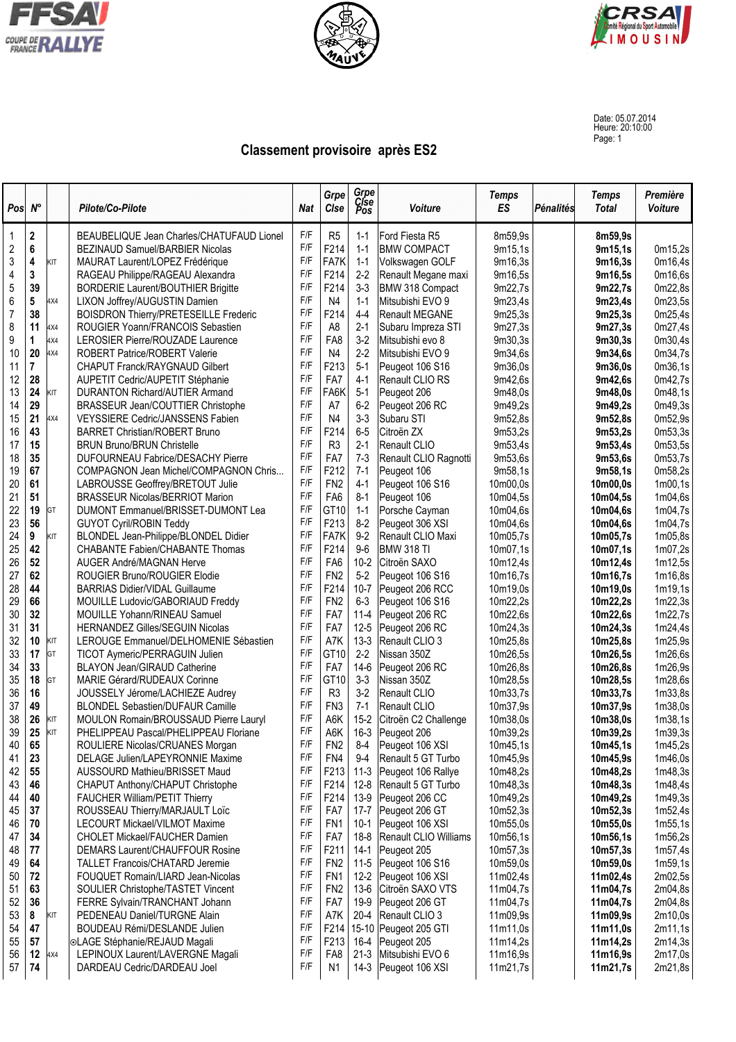Date: 05.07.2014
Heure: 20:10:00

## Classement provisoire après ES2

| Pos | N° | | Pilote/Co-Pilote | Nat | Grpe Clse | Grpe Clse Pos | Voiture | Temps ES | Pénalités | Temps Total | Première Voiture |
|---|---|---|---|---|---|---|---|---|---|---|---|
| 1 | **2** | | BEAUBELIQUE Jean Charles/CHATUFAUD Lionel | F/F | R5 | 1-1 | Ford Fiesta R5 | 8m59,9s | | **8m59,9s** | |
| 2 | **6** | | BEZINAUD Samuel/BARBIER Nicolas | F/F | F214 | 1-1 | BMW COMPACT | 9m15,1s | | **9m15,1s** | 0m15,2s |
| 3 | **4** | KIT | MAURAT Laurent/LOPEZ Frédérique | F/F | FA7K | 1-1 | Volkswagen GOLF | 9m16,3s | | **9m16,3s** | 0m16,4s |
| 4 | **3** | | RAGEAU Philippe/RAGEAU Alexandra | F/F | F214 | 2-2 | Renault Megane maxi | 9m16,5s | | **9m16,5s** | 0m16,6s |
| 5 | **39** | | BORDERIE Laurent/BOUTHIER Brigitte | F/F | F214 | 3-3 | BMW 318 Compact | 9m22,7s | | **9m22,7s** | 0m22,8s |
| 6 | **5** | 4X4 | LIXON Joffrey/AUGUSTIN Damien | F/F | N4 | 1-1 | Mitsubishi EVO 9 | 9m23,4s | | **9m23,4s** | 0m23,5s |
| 7 | **38** | | BOISDRON Thierry/PRETESEILLE Frederic | F/F | F214 | 4-4 | Renault MEGANE | 9m25,3s | | **9m25,3s** | 0m25,4s |
| 8 | **11** | 4X4 | ROUGIER Yoann/FRANCOIS Sebastien | F/F | A8 | 2-1 | Subaru Impreza STI | 9m27,3s | | **9m27,3s** | 0m27,4s |
| 9 | **1** | 4X4 | LEROSIER Pierre/ROUZADE Laurence | F/F | FA8 | 3-2 | Mitsubishi evo 8 | 9m30,3s | | **9m30,3s** | 0m30,4s |
| 10 | **20** | 4X4 | ROBERT Patrice/ROBERT Valerie | F/F | N4 | 2-2 | Mitsubishi EVO 9 | 9m34,6s | | **9m34,6s** | 0m34,7s |
| 11 | **7** | | CHAPUT Franck/RAYGNAUD Gilbert | F/F | F213 | 5-1 | Peugeot 106 S16 | 9m36,0s | | **9m36,0s** | 0m36,1s |
| 12 | **28** | | AUPETIT Cedric/AUPETIT Stéphanie | F/F | FA7 | 4-1 | Renault CLIO RS | 9m42,6s | | **9m42,6s** | 0m42,7s |
| 13 | **24** | KIT | DURANTON Richard/AUTIER Armand | F/F | FA6K | 5-1 | Peugeot 206 | 9m48,0s | | **9m48,0s** | 0m48,1s |
| 14 | **29** | | BRASSEUR Jean/COUTTIER Christophe | F/F | A7 | 6-2 | Peugeot 206 RC | 9m49,2s | | **9m49,2s** | 0m49,3s |
| 15 | **21** | 4X4 | VEYSSIERE Cedric/JANSSENS Fabien | F/F | N4 | 3-3 | Subaru STI | 9m52,8s | | **9m52,8s** | 0m52,9s |
| 16 | **43** | | BARRET Christian/BERRET Bruno | F/F | F214 | 6-5 | Citroën ZX | 9m53,2s | | **9m53,2s** | 0m53,3s |
| 17 | **15** | | BRUN Bruno/BRUN Christelle | F/F | R3 | 2-1 | Renault CLIO | 9m53,4s | | **9m53,4s** | 0m53,5s |
| 18 | **35** | | DUFOURNEAU Fabrice/DESACHY Pierre | F/F | FA7 | 7-3 | Renault CLIO Ragnotti | 9m53,6s | | **9m53,6s** | 0m53,7s |
| 19 | **67** | | COMPAGNON Jean Michel/COMPAGNON Chris... | F/F | F212 | 7-1 | Peugeot 106 | 9m58,1s | | **9m58,1s** | 0m58,2s |
| 20 | **61** | | LABROUSSE Geoffrey/BRETOUT Julie | F/F | FN2 | 4-1 | Peugeot 106 S16 | 10m00,0s | | **10m00,0s** | 1m00,1s |
| 21 | **51** | | BRASSEUR Nicolas/BERRIOT Marion | F/F | FA6 | 8-1 | Peugeot 106 | 10m04,5s | | **10m04,5s** | 1m04,6s |
| 22 | **19** | GT | DUMONT Emmanuel/BRISSET-DUMONT Lea | F/F | GT10 | 1-1 | Porsche Cayman | 10m04,6s | | **10m04,6s** | 1m04,7s |
| 23 | **56** | | GUYOT Cyril/ROBIN Teddy | F/F | F213 | 8-2 | Peugeot 306 XSI | 10m04,6s | | **10m04,6s** | 1m04,7s |
| 24 | **9** | KIT | BLONDEL Jean-Philippe/BLONDEL Didier | F/F | FA7K | 9-2 | Renault CLIO Maxi | 10m05,7s | | **10m05,7s** | 1m05,8s |
| 25 | **42** | | CHABANTE Fabien/CHABANTE Thomas | F/F | F214 | 9-6 | BMW 318 TI | 10m07,1s | | **10m07,1s** | 1m07,2s |
| 26 | **52** | | AUGER André/MAGNAN Herve | F/F | FA6 | 10-2 | Citroën SAXO | 10m12,4s | | **10m12,4s** | 1m12,5s |
| 27 | **62** | | ROUGIER Bruno/ROUGIER Elodie | F/F | FN2 | 5-2 | Peugeot 106 S16 | 10m16,7s | | **10m16,7s** | 1m16,8s |
| 28 | **44** | | BARRIAS Didier/VIDAL Guillaume | F/F | F214 | 10-7 | Peugeot 206 RCC | 10m19,0s | | **10m19,0s** | 1m19,1s |
| 29 | **66** | | MOUILLE Ludovic/GABORIAUD Freddy | F/F | FN2 | 6-3 | Peugeot 106 S16 | 10m22,2s | | **10m22,2s** | 1m22,3s |
| 30 | **32** | | MOUILLE Yohann/RINEAU Samuel | F/F | FA7 | 11-4 | Peugeot 206 RC | 10m22,6s | | **10m22,6s** | 1m22,7s |
| 31 | **31** | | HERNANDEZ Gilles/SEGUIN Nicolas | F/F | FA7 | 12-5 | Peugeot 206 RC | 10m24,3s | | **10m24,3s** | 1m24,4s |
| 32 | **10** | KIT | LEROUGE Emmanuel/DELHOMENIE Sébastien | F/F | A7K | 13-3 | Renault CLIO 3 | 10m25,8s | | **10m25,8s** | 1m25,9s |
| 33 | **17** | GT | TICOT Aymeric/PERRAGUIN Julien | F/F | GT10 | 2-2 | Nissan 350Z | 10m26,5s | | **10m26,5s** | 1m26,6s |
| 34 | **33** | | BLAYON Jean/GIRAUD Catherine | F/F | FA7 | 14-6 | Peugeot 206 RC | 10m26,8s | | **10m26,8s** | 1m26,9s |
| 35 | **18** | GT | MARIE Gérard/RUDEAUX Corinne | F/F | GT10 | 3-3 | Nissan 350Z | 10m28,5s | | **10m28,5s** | 1m28,6s |
| 36 | **16** | | JOUSSELY Jérome/LACHIEZE Audrey | F/F | R3 | 3-2 | Renault CLIO | 10m33,7s | | **10m33,7s** | 1m33,8s |
| 37 | **49** | | BLONDEL Sebastien/DUFAUR Camille | F/F | FN3 | 7-1 | Renault CLIO | 10m37,9s | | **10m37,9s** | 1m38,0s |
| 38 | **26** | KIT | MOULON Romain/BROUSSAUD Pierre Lauryl | F/F | A6K | 15-2 | Citroën C2 Challenge | 10m38,0s | | **10m38,0s** | 1m38,1s |
| 39 | **25** | KIT | PHELIPPEAU Pascal/PHELIPPEAU Floriane | F/F | A6K | 16-3 | Peugeot 206 | 10m39,2s | | **10m39,2s** | 1m39,3s |
| 40 | **65** | | ROULIERE Nicolas/CRUANES Morgan | F/F | FN2 | 8-4 | Peugeot 106 XSI | 10m45,1s | | **10m45,1s** | 1m45,2s |
| 41 | **23** | | DELAGE Julien/LAPEYRONNIE Maxime | F/F | FN4 | 9-4 | Renault 5 GT Turbo | 10m45,9s | | **10m45,9s** | 1m46,0s |
| 42 | **55** | | AUSSOURD Mathieu/BRISSET Maud | F/F | F213 | 11-3 | Peugeot 106 Rallye | 10m48,2s | | **10m48,2s** | 1m48,3s |
| 43 | **46** | | CHAPUT Anthony/CHAPUT Christophe | F/F | F214 | 12-8 | Renault 5 GT Turbo | 10m48,3s | | **10m48,3s** | 1m48,4s |
| 44 | **40** | | FAUCHER William/PETIT Thierry | F/F | F214 | 13-9 | Peugeot 206 CC | 10m49,2s | | **10m49,2s** | 1m49,3s |
| 45 | **37** | | ROUSSEAU Thierry/MARJAULT Loïc | F/F | FA7 | 17-7 | Peugeot 206 GT | 10m52,3s | | **10m52,3s** | 1m52,4s |
| 46 | **70** | | LECOURT Mickael/VILMOT Maxime | F/F | FN1 | 10-1 | Peugeot 106 XSI | 10m55,0s | | **10m55,0s** | 1m55,1s |
| 47 | **34** | | CHOLET Mickael/FAUCHER Damien | F/F | FA7 | 18-8 | Renault CLIO Williams | 10m56,1s | | **10m56,1s** | 1m56,2s |
| 48 | **77** | | DEMARS Laurent/CHAUFFOUR Rosine | F/F | F211 | 14-1 | Peugeot 205 | 10m57,3s | | **10m57,3s** | 1m57,4s |
| 49 | **64** | | TALLET Francois/CHATARD Jeremie | F/F | FN2 | 11-5 | Peugeot 106 S16 | 10m59,0s | | **10m59,0s** | 1m59,1s |
| 50 | **72** | | FOUQUET Romain/LIARD Jean-Nicolas | F/F | FN1 | 12-2 | Peugeot 106 XSI | 11m02,4s | | **11m02,4s** | 2m02,5s |
| 51 | **63** | | SOULIER Christophe/TASTET Vincent | F/F | FN2 | 13-6 | Citroën SAXO VTS | 11m04,7s | | **11m04,7s** | 2m04,8s |
| 52 | **36** | | FERRE Sylvain/TRANCHANT Johann | F/F | FA7 | 19-9 | Peugeot 206 GT | 11m04,7s | | **11m04,7s** | 2m04,8s |
| 53 | **8** | KIT | PEDENEAU Daniel/TURGNE Alain | F/F | A7K | 20-4 | Renault CLIO 3 | 11m09,9s | | **11m09,9s** | 2m10,0s |
| 54 | **47** | | BOUDEAU Rémi/DESLANDE Julien | F/F | F214 | 15-10 | Peugeot 205 GTI | 11m11,0s | | **11m11,0s** | 2m11,1s |
| 55 | **57** | | ⊙LAGE Stéphanie/REJAUD Magali | F/F | F213 | 16-4 | Peugeot 205 | 11m14,2s | | **11m14,2s** | 2m14,3s |
| 56 | **12** | 4X4 | LEPINOUX Laurent/LAVERGNE Magali | F/F | FA8 | 21-3 | Mitsubishi EVO 6 | 11m16,9s | | **11m16,9s** | 2m17,0s |
| 57 | **74** | | DARDEOUX Cedric/DARDEAU Joel | F/F | N1 | 14-3 | Peugeot 106 XSI | 11m21,7s | | **11m21,7s** | 2m21,8s |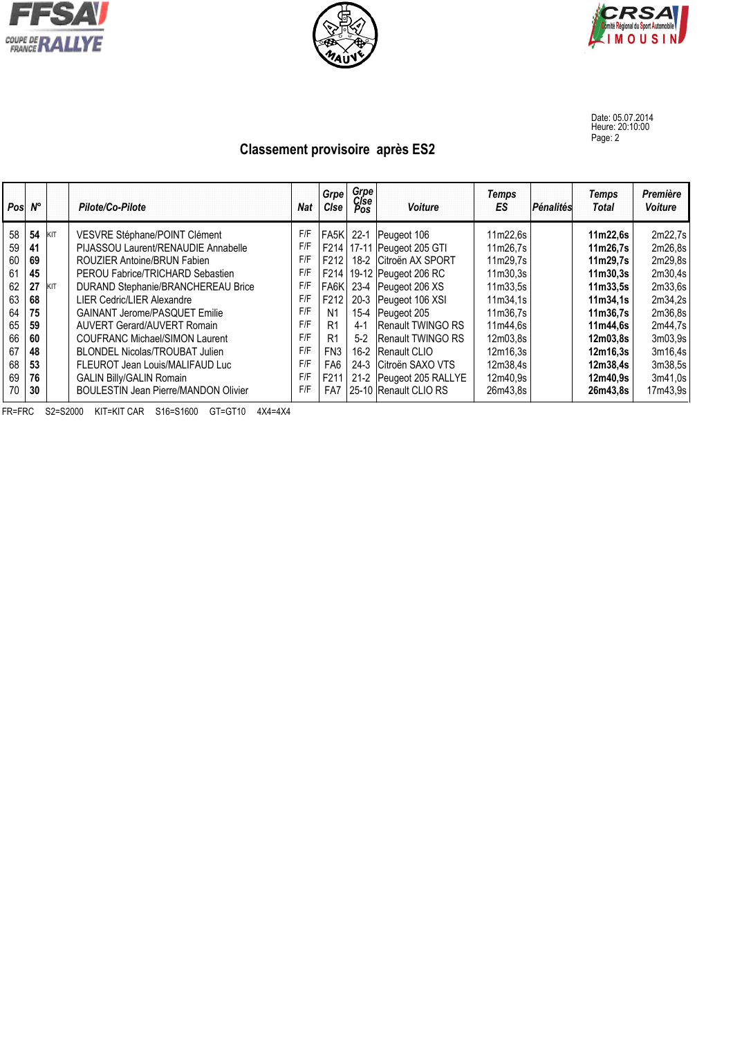Date: 05.07.2014
Heure: 20:10:00

## Classement provisoire après ES2

| Pos | N° | | Pilote/Co-Pilote | Nat | Grpe Clse | Grpe Clse Pos | Voiture | Temps ES | Pénalités | Temps Total | Première Voiture |
|---|---|---|---|---|---|---|---|---|---|---|---|
| 58 | **54** | KIT | VESVRE Stéphane/POINT Clément | F/F | FA5K | 22-1 | Peugeot 106 | 11m22,6s | | **11m22,6s** | 2m22,7s |
| 59 | **41** | | PIJASSOU Laurent/RENAUDIE Annabelle | F/F | F214 | 17-11 | Peugeot 205 GTI | 11m26,7s | | **11m26,7s** | 2m26,8s |
| 60 | **69** | | ROUZIER Antoine/BRUN Fabien | F/F | F212 | 18-2 | Citroën AX SPORT | 11m29,7s | | **11m29,7s** | 2m29,8s |
| 61 | **45** | | PEROU Fabrice/TRICHARD Sebastien | F/F | F214 | 19-12 | Peugeot 206 RC | 11m30,3s | | **11m30,3s** | 2m30,4s |
| 62 | **27** | KIT | DURAND Stephanie/BRANCHEREAU Brice | F/F | FA6K | 23-4 | Peugeot 206 XS | 11m33,5s | | **11m33,5s** | 2m33,6s |
| 63 | **68** | | LIER Cedric/LIER Alexandre | F/F | F212 | 20-3 | Peugeot 106 XSI | 11m34,1s | | **11m34,1s** | 2m34,2s |
| 64 | **75** | | GAINANT Jerome/PASQUET Emilie | F/F | N1 | 15-4 | Peugeot 205 | 11m36,7s | | **11m36,7s** | 2m36,8s |
| 65 | **59** | | AUVERT Gerard/AUVERT Romain | F/F | R1 | 4-1 | Renault TWINGO RS | 11m44,6s | | **11m44,6s** | 2m44,7s |
| 66 | **60** | | COUFRANC Michael/SIMON Laurent | F/F | R1 | 5-2 | Renault TWINGO RS | 12m03,8s | | **12m03,8s** | 3m03,9s |
| 67 | **48** | | BLONDEL Nicolas/TROUBAT Julien | F/F | FN3 | 16-2 | Renault CLIO | 12m16,3s | | **12m16,3s** | 3m16,4s |
| 68 | **53** | | FLEUROT Jean Louis/MALIFAUD Luc | F/F | FA6 | 24-3 | Citroën SAXO VTS | 12m38,4s | | **12m38,4s** | 3m38,5s |
| 69 | **76** | | GALIN Billy/GALIN Romain | F/F | F211 | 21-2 | Peugeot 205 RALLYE | 12m40,9s | | **12m40,9s** | 3m41,0s |
| 70 | **30** | | BOULESTIN Jean Pierre/MANDON Olivier | F/F | FA7 | 25-10 | Renault CLIO RS | 26m43,8s | | **26m43,8s** | 17m43,9s |

FR=FRC S2=S2000 KIT=KIT CAR S16=S1600 GT=GT10 4X4=4X4